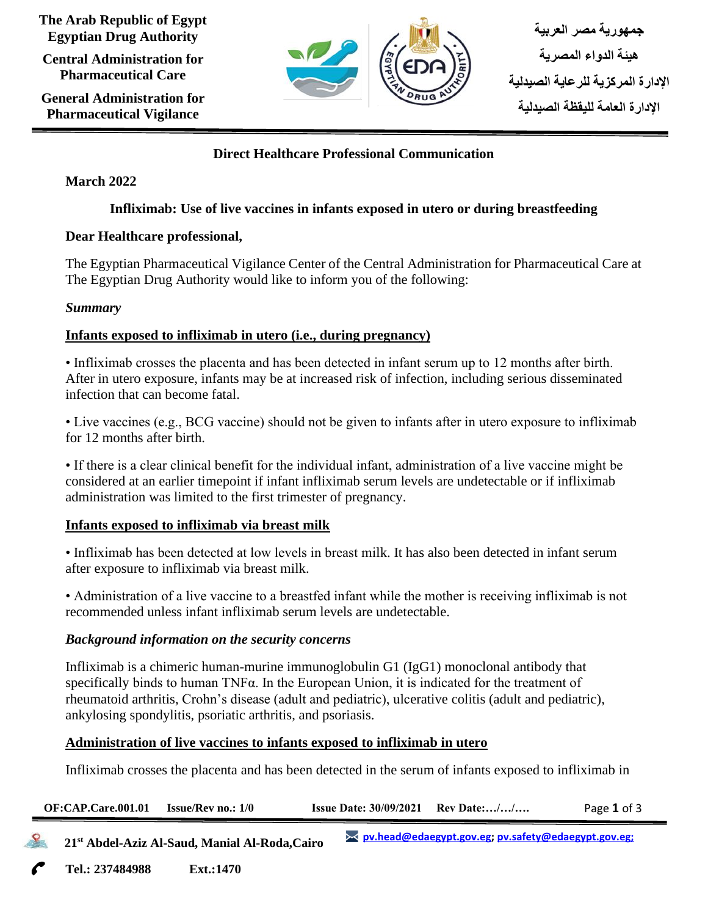**The Arab Republic of Egypt**
**Egyptian Drug Authority**

**Central Administration for Pharmaceutical Care**

**General Administration for Pharmaceutical Vigilance**

**جمهورية مصر العربية**
**هيئة الدواء المصرية**
**الإدارة المركزية للرعاية الصيدلية**
**الإدارة العامة لليقظة الصيدلية**

## Direct Healthcare Professional Communication

**March 2022**

### Infliximab: Use of live vaccines in infants exposed in utero or during breastfeeding

**Dear Healthcare professional,**

The Egyptian Pharmaceutical Vigilance Center of the Central Administration for Pharmaceutical Care at The Egyptian Drug Authority would like to inform you of the following:

***Summary***

**Infants exposed to infliximab in utero (i.e., during pregnancy)**

• Infliximab crosses the placenta and has been detected in infant serum up to 12 months after birth. After in utero exposure, infants may be at increased risk of infection, including serious disseminated infection that can become fatal.

• Live vaccines (e.g., BCG vaccine) should not be given to infants after in utero exposure to infliximab for 12 months after birth.

• If there is a clear clinical benefit for the individual infant, administration of a live vaccine might be considered at an earlier timepoint if infant infliximab serum levels are undetectable or if infliximab administration was limited to the first trimester of pregnancy.

**Infants exposed to infliximab via breast milk**

• Infliximab has been detected at low levels in breast milk. It has also been detected in infant serum after exposure to infliximab via breast milk.

• Administration of a live vaccine to a breastfed infant while the mother is receiving infliximab is not recommended unless infant infliximab serum levels are undetectable.

***Background information on the security concerns***

Infliximab is a chimeric human-murine immunoglobulin G1 (IgG1) monoclonal antibody that specifically binds to human TNFα. In the European Union, it is indicated for the treatment of rheumatoid arthritis, Crohn's disease (adult and pediatric), ulcerative colitis (adult and pediatric), ankylosing spondylitis, psoriatic arthritis, and psoriasis.

**Administration of live vaccines to infants exposed to infliximab in utero**

Infliximab crosses the placenta and has been detected in the serum of infants exposed to infliximab in

**OF:CAP.Care.001.01 Issue/Rev no.: 1/0 Issue Date: 30/09/2021 Rev Date:…/…/….**

**21st Abdel-Aziz Al-Saud, Manial Al-Roda,Cairo** pv.head@edaegypt.gov.eg; pv.safety@edaegypt.gov.eg;

**Tel.: 237484988 Ext.:1470**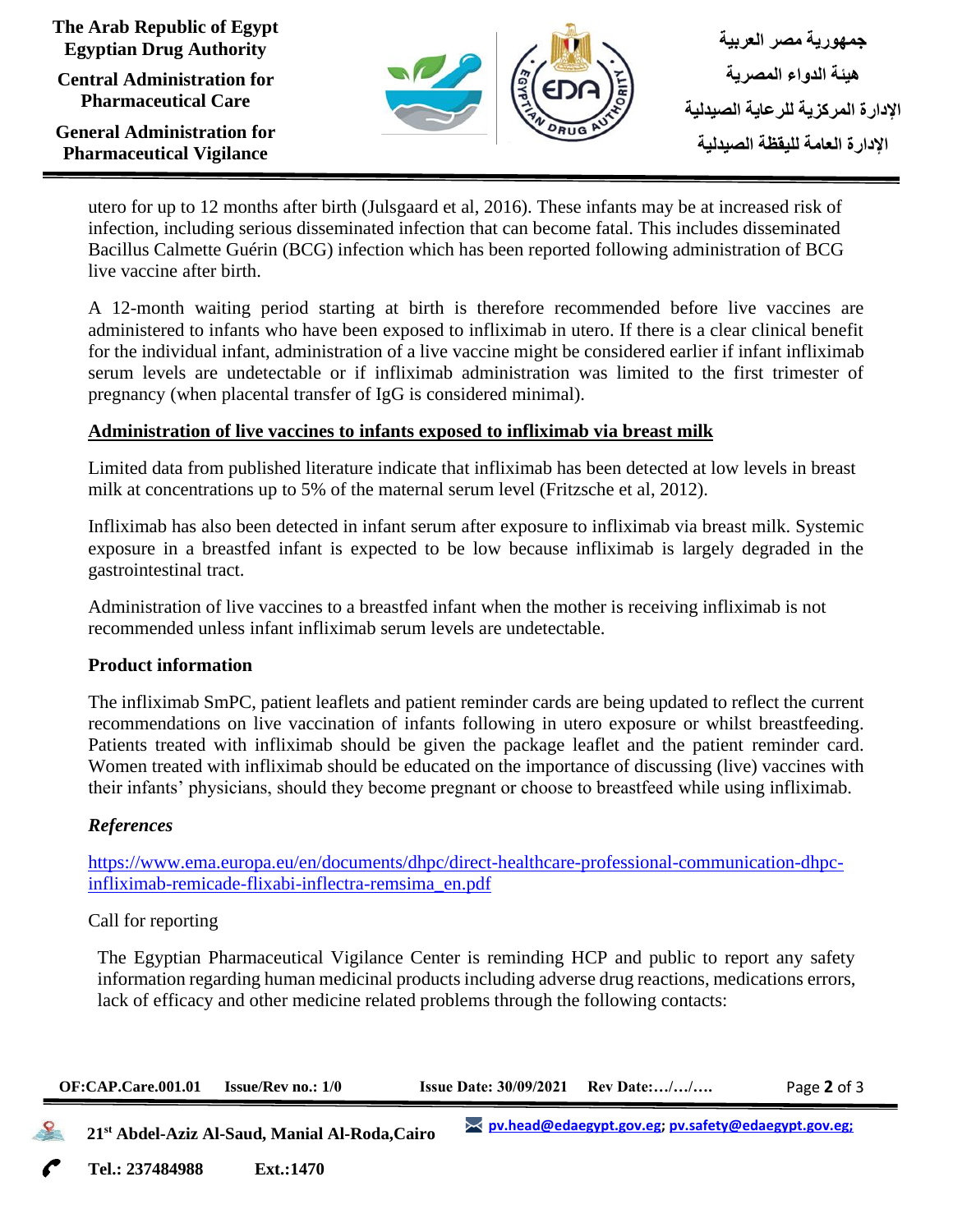utero for up to 12 months after birth (Julsgaard et al, 2016). These infants may be at increased risk of infection, including serious disseminated infection that can become fatal. This includes disseminated Bacillus Calmette Guérin (BCG) infection which has been reported following administration of BCG live vaccine after birth.

A 12-month waiting period starting at birth is therefore recommended before live vaccines are administered to infants who have been exposed to infliximab in utero. If there is a clear clinical benefit for the individual infant, administration of a live vaccine might be considered earlier if infant infliximab serum levels are undetectable or if infliximab administration was limited to the first trimester of pregnancy (when placental transfer of IgG is considered minimal).

**Administration of live vaccines to infants exposed to infliximab via breast milk**

Limited data from published literature indicate that infliximab has been detected at low levels in breast milk at concentrations up to 5% of the maternal serum level (Fritzsche et al, 2012).

Infliximab has also been detected in infant serum after exposure to infliximab via breast milk. Systemic exposure in a breastfed infant is expected to be low because infliximab is largely degraded in the gastrointestinal tract.

Administration of live vaccines to a breastfed infant when the mother is receiving infliximab is not recommended unless infant infliximab serum levels are undetectable.

**Product information**

The infliximab SmPC, patient leaflets and patient reminder cards are being updated to reflect the current recommendations on live vaccination of infants following in utero exposure or whilst breastfeeding. Patients treated with infliximab should be given the package leaflet and the patient reminder card. Women treated with infliximab should be educated on the importance of discussing (live) vaccines with their infants' physicians, should they become pregnant or choose to breastfeed while using infliximab.

***References***

https://www.ema.europa.eu/en/documents/dhpc/direct-healthcare-professional-communication-dhpc-infliximab-remicade-flixabi-inflectra-remsima_en.pdf

Call for reporting

The Egyptian Pharmaceutical Vigilance Center is reminding HCP and public to report any safety information regarding human medicinal products including adverse drug reactions, medications errors, lack of efficacy and other medicine related problems through the following contacts: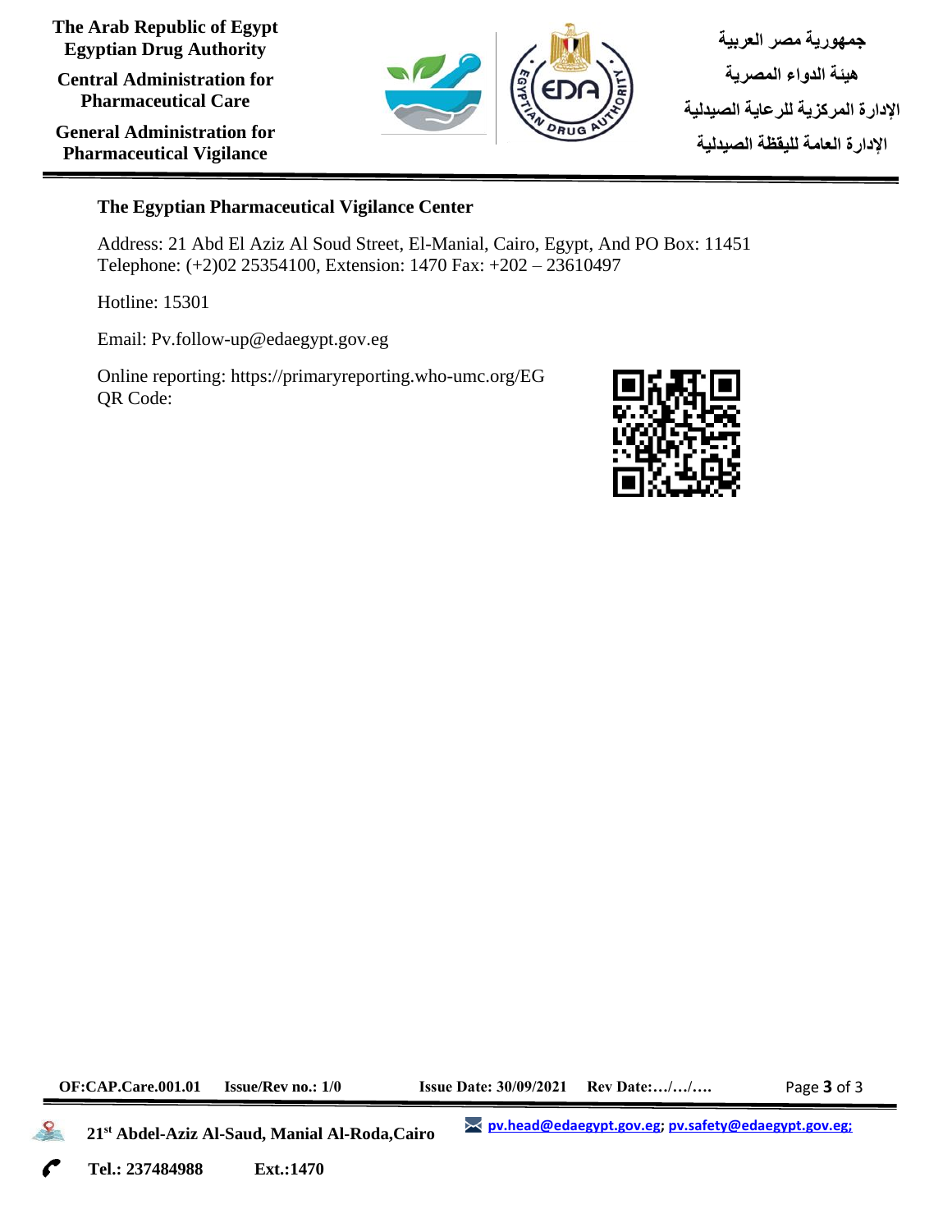## The Egyptian Pharmaceutical Vigilance Center

Address: 21 Abd El Aziz Al Soud Street, El-Manial, Cairo, Egypt, And PO Box: 11451
Telephone: (+2)02 25354100, Extension: 1470 Fax: +202 – 23610497

Hotline: 15301

Email: Pv.follow-up@edaegypt.gov.eg

Online reporting: https://primaryreporting.who-umc.org/EG
QR Code: